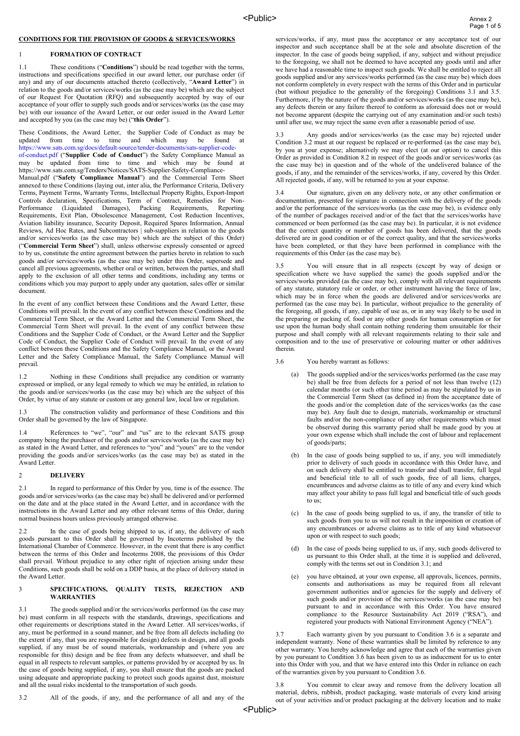**CONDITIONS FOR THE PROVISION OF GOODS & SERVICES/WORKS**

## 1 FORMATION OF CONTRACT

1.1 These conditions ("**Conditions**") should be read together with the terms, instructions and specifications specified in our award letter, our purchase order (if any) and any of our documents attached thereto (collectively, "**Award Letter**") in relation to the goods and/or services/works (as the case may be) which are the subject of our Request For Quotation (RFQ) and subsequently accepted by way of our acceptance of your offer to supply such goods and/or services/works (as the case may be) with our issuance of the Award Letter, or our order issued in the Award Letter and accepted by you (as the case may be) ("**this Order**").

These Conditions, the Award Letter, the Supplier Code of Conduct as may be updated from time to time and which may be found at https://www.sats.com.sg/docs/default-source/tender-documents/sats-supplier-code-of-conduct.pdf ("**Supplier Code of Conduct**") the Safety Compliance Manual as may be updated from time to time and which may be found at https://www.sats.com.sg/Tenders/Notices/SATS-Supplier-Safety-Compliance-Manual.pdf ("**Safety Compliance Manual**") and the Commercial Term Sheet annexed to these Conditions (laying out, inter alia, the Performance Criteria, Delivery Terms, Payment Terms, Warranty Terms, Intellectual Property Rights, Export-Import Controls declaration, Specifications, Term of Contract, Remedies for Non-Performance (Liquidated Damages), Packing Requirements, Reporting Requirements, Exit Plan, Obsolescence Management, Cost Reduction Incentives, Aviation liability insurance, Security Deposit, Required Spares Information, Annual Reviews, Ad Hoc Rates, and Subcontractors | sub-suppliers in relation to the goods and/or services/works (as the case may be) which are the subject of this Order) ("**Commercial Term Sheet**") shall, unless otherwise expressly consented or agreed to by us, constitute the entire agreement between the parties hereto in relation to such goods and/or services/works (as the case may be) under this Order, supersede and cancel all previous agreements, whether oral or written, between the parties, and shall apply to the exclusion of all other terms and conditions, including any terms or conditions which you may purport to apply under any quotation, sales offer or similar document.

In the event of any conflict between these Conditions and the Award Letter, these Conditions will prevail. In the event of any conflict between these Conditions and the Commercial Term Sheet, or the Award Letter and the Commercial Term Sheet, the Commercial Term Sheet will prevail. In the event of any conflict between these Conditions and the Supplier Code of Conduct, or the Award Letter and the Supplier Code of Conduct, the Supplier Code of Conduct will prevail. In the event of any conflict between these Conditions and the Safety Compliance Manual, or the Award Letter and the Safety Compliance Manual, the Safety Compliance Manual will prevail.

1.2 Nothing in these Conditions shall prejudice any condition or warranty expressed or implied, or any legal remedy to which we may be entitled, in relation to the goods and/or services/works (as the case may be) which are the subject of this Order, by virtue of any statute or custom or any general law, local law or regulation.

1.3 The construction validity and performance of these Conditions and this Order shall be governed by the law of Singapore.

1.4 References to "we", "our" and "us" are to the relevant SATS group company being the purchaser of the goods and/or services/works (as the case may be) as stated in the Award Letter, and references to "you" and "yours" are to the vendor providing the goods and/or services/works (as the case may be) as stated in the Award Letter.

## 2 DELIVERY

2.1 In regard to performance of this Order by you, time is of the essence. The goods and/or services/works (as the case may be) shall be delivered and/or performed on the date and at the place stated in the Award Letter, and in accordance with the instructions in the Award Letter and any other relevant terms of this Order, during normal business hours unless previously arranged otherwise.

2.2 In the case of goods being shipped to us, if any, the delivery of such goods pursuant to this Order shall be governed by Incoterms published by the International Chamber of Commerce. However, in the event that there is any conflict between the terms of this Order and Incoterms 2008, the provisions of this Order shall prevail. Without prejudice to any other right of rejection arising under these Conditions, such goods shall be sold on a DDP basis, at the place of delivery stated in the Award Letter.

## 3 SPECIFICATIONS, QUALITY TESTS, REJECTION AND WARRANTIES

3.1 The goods supplied and/or the services/works performed (as the case may be) must conform in all respects with the standards, drawings, specifications and other requirements or descriptions stated in the Award Letter. All services/works, if any, must be performed in a sound manner, and be free from all defects including (to the extent if any, that you are responsible for design) defects in design, and all goods supplied, if any must be of sound materials, workmanship and (where you are responsible for this) design and be free from any defects whatsoever, and shall be equal in all respects to relevant samples, or patterns provided by or accepted by us. In the case of goods being supplied, if any, you shall ensure that the goods are packed using adequate and appropriate packing to protect such goods against dust, moisture and all the usual risks incidental to the transportation of such goods.

3.2 All of the goods, if any, and the performance of all and any of the services/works, if any, must pass the acceptance or any acceptance test of our inspector and such acceptance shall be at the sole and absolute discretion of the inspector. In the case of goods being supplied, if any, subject and without prejudice to the foregoing, we shall not be deemed to have accepted any goods until and after we have had a reasonable time to inspect such goods. We shall be entitled to reject all goods supplied and/or any services/works performed (as the case may be) which does not conform completely in every respect with the terms of this Order and in particular (but without prejudice to the generality of the foregoing) Conditions 3.1 and 3.5. Furthermore, if by the nature of the goods and/or services/works (as the case may be), any defects therein or any failure thereof to conform as aforesaid does not or would not become apparent (despite the carrying out of any examination and/or such tests) until after use, we may reject the same even after a reasonable period of use.

3.3 Any goods and/or services/works (as the case may be) rejected under Condition 3.2 must at our request be replaced or re-performed (as the case may be), by you at your expense; alternatively we may elect (at our option) to cancel this Order as provided in Condition 8.2 in respect of the goods and/or services/works (as the case may be) in question and of the whole of the undelivered balance of the goods, if any, and the remainder of the services/works, if any, covered by this Order. All rejected goods, if any, will be returned to you at your expense.

3.4 Our signature, given on any delivery note, or any other confirmation or documentation, presented for signature in connection with the delivery of the goods and/or the performance of the services/works (as the case may be), is evidence only of the number of packages received and/or of the fact that the services/works have commenced or been performed (as the case may be). In particular, it is not evidence that the correct quantity or number of goods has been delivered, that the goods delivered are in good condition or of the correct quality, and that the services/works have been completed, or that they have been performed in compliance with the requirements of this Order (as the case may be).

3.5 You will ensure that in all respects (except by way of design or specification where we have supplied the same) the goods supplied and/or the services/works provided (as the case may be), comply with all relevant requirements of any statute, statutory rule or order, or other instrument having the force of law, which may be in force when the goods are delivered and/or services/works are performed (as the case may be). In particular, without prejudice to the generality of the foregoing, all goods, if any, capable of use as, or in any way likely to be used in the preparing or packing of, food or any other goods for human consumption or for use upon the human body shall contain nothing rendering them unsuitable for their purpose and shall comply with all relevant requirements relating to their sale and composition and to the use of preservative or colouring matter or other additives therein.

3.6 You hereby warrant as follows:

(a) The goods supplied and/or the services/works performed (as the case may be) shall be free from defects for a period of not less than twelve (12) calendar months (or such other time period as may be stipulated by us in the Commercial Term Sheet (as defined in) from the acceptance date of the goods and/or the completion date of the services/works (as the case may be). Any fault due to design, materials, workmanship or structural faults and/or the non-compliance of any other requirements which must be observed during this warranty period shall be made good by you at your own expense which shall include the cost of labour and replacement of goods/parts;

(b) In the case of goods being supplied to us, if any, you will immediately prior to delivery of such goods in accordance with this Order have, and on such delivery shall be entitled to transfer and shall transfer, full legal and beneficial title to all of such goods, free of all liens, charges, encumbrances and adverse claims as to title of any and every kind which may affect your ability to pass full legal and beneficial title of such goods to us;

(c) In the case of goods being supplied to us, if any, the transfer of title to such goods from you to us will not result in the imposition or creation of any encumbrances or adverse claims as to title of any kind whatsoever upon or with respect to such goods;

(d) In the case of goods being supplied to us, if any, such goods delivered to us pursuant to this Order shall, at the time it is supplied and delivered, comply with the terms set out in Condition 3.1; and

(e) you have obtained, at your own expense, all approvals, licences, permits, consents and authorisations as may be required from all relevant government authorities and/or agencies for the supply and delivery of such goods and/or provision of the services/works (as the case may be) pursuant to and in accordance with this Order. You have ensured compliance to the Resource Sustainability Act 2019 ("RSA"), and registered your products with National Environment Agency ("NEA").

3.7 Each warranty given by you pursuant to Condition 3.6 is a separate and independent warranty. None of these warranties shall be limited by reference to any other warranty. You hereby acknowledge and agree that each of the warranties given by you pursuant to Condition 3.6 has been given to us as inducement for us to enter into this Order with you, and that we have entered into this Order in reliance on each of the warranties given by you pursuant to Condition 3.6.

3.8 You commit to clear away and remove from the delivery location all material, debris, rubbish, product packaging, waste materials of every kind arising out of your activities and/or product packaging at the delivery location and to make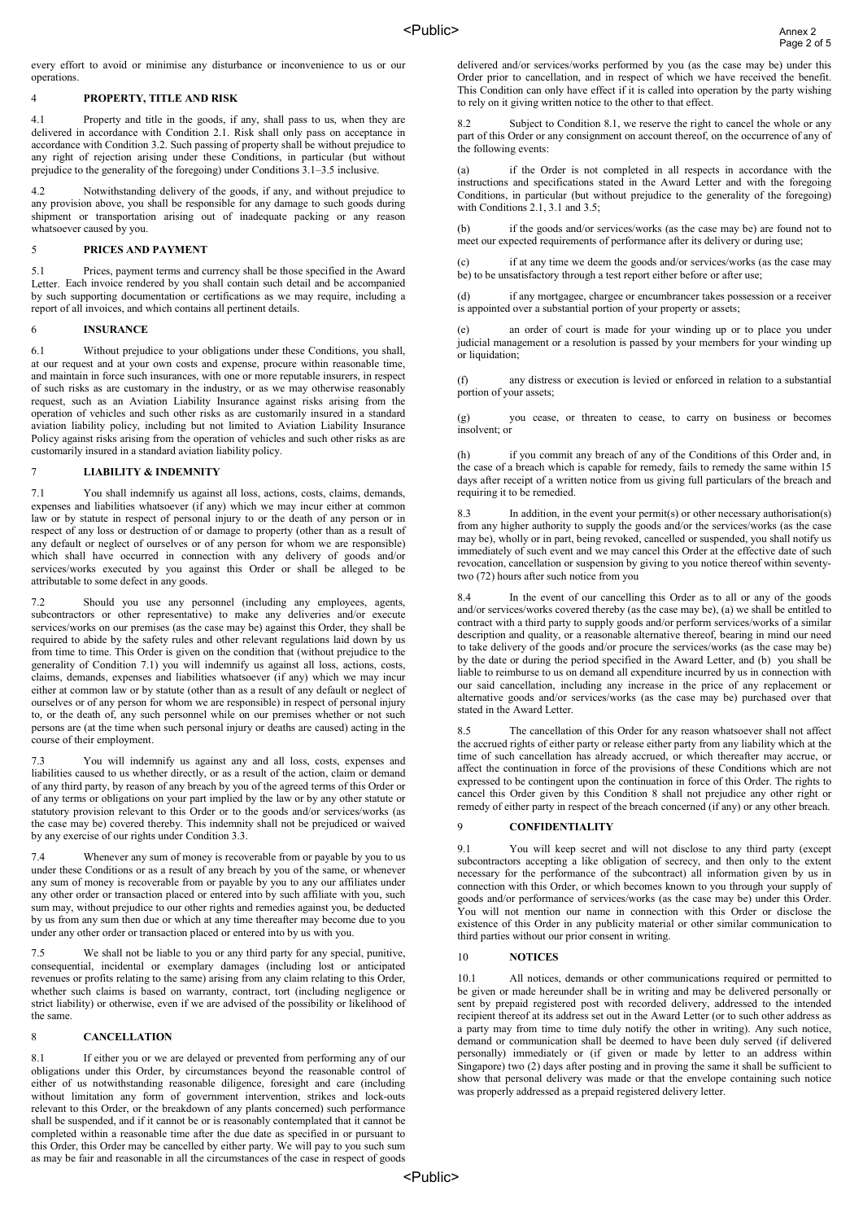every effort to avoid or minimise any disturbance or inconvenience to us or our operations.

## 4 PROPERTY, TITLE AND RISK

4.1 Property and title in the goods, if any, shall pass to us, when they are delivered in accordance with Condition 2.1. Risk shall only pass on acceptance in accordance with Condition 3.2. Such passing of property shall be without prejudice to any right of rejection arising under these Conditions, in particular (but without prejudice to the generality of the foregoing) under Conditions 3.1–3.5 inclusive.

4.2 Notwithstanding delivery of the goods, if any, and without prejudice to any provision above, you shall be responsible for any damage to such goods during shipment or transportation arising out of inadequate packing or any reason whatsoever caused by you.

## 5 PRICES AND PAYMENT

5.1 Prices, payment terms and currency shall be those specified in the Award Letter. Each invoice rendered by you shall contain such detail and be accompanied by such supporting documentation or certifications as we may require, including a report of all invoices, and which contains all pertinent details.

## 6 INSURANCE

6.1 Without prejudice to your obligations under these Conditions, you shall, at our request and at your own costs and expense, procure within reasonable time, and maintain in force such insurances, with one or more reputable insurers, in respect of such risks as are customary in the industry, or as we may otherwise reasonably request, such as an Aviation Liability Insurance against risks arising from the operation of vehicles and such other risks as are customarily insured in a standard aviation liability policy, including but not limited to Aviation Liability Insurance Policy against risks arising from the operation of vehicles and such other risks as are customarily insured in a standard aviation liability policy.

## 7 LIABILITY & INDEMNITY

7.1 You shall indemnify us against all loss, actions, costs, claims, demands, expenses and liabilities whatsoever (if any) which we may incur either at common law or by statute in respect of personal injury to or the death of any person or in respect of any loss or destruction of or damage to property (other than as a result of any default or neglect of ourselves or of any person for whom we are responsible) which shall have occurred in connection with any delivery of goods and/or services/works executed by you against this Order or shall be alleged to be attributable to some defect in any goods.

7.2 Should you use any personnel (including any employees, agents, subcontractors or other representative) to make any deliveries and/or execute services/works on our premises (as the case may be) against this Order, they shall be required to abide by the safety rules and other relevant regulations laid down by us from time to time. This Order is given on the condition that (without prejudice to the generality of Condition 7.1) you will indemnify us against all loss, actions, costs, claims, demands, expenses and liabilities whatsoever (if any) which we may incur either at common law or by statute (other than as a result of any default or neglect of ourselves or of any person for whom we are responsible) in respect of personal injury to, or the death of, any such personnel while on our premises whether or not such persons are (at the time when such personal injury or deaths are caused) acting in the course of their employment.

7.3 You will indemnify us against any and all loss, costs, expenses and liabilities caused to us whether directly, or as a result of the action, claim or demand of any third party, by reason of any breach by you of the agreed terms of this Order or of any terms or obligations on your part implied by the law or by any other statute or statutory provision relevant to this Order or to the goods and/or services/works (as the case may be) covered thereby. This indemnity shall not be prejudiced or waived by any exercise of our rights under Condition 3.3.

7.4 Whenever any sum of money is recoverable from or payable by you to us under these Conditions or as a result of any breach by you of the same, or whenever any sum of money is recoverable from or payable by you to any our affiliates under any other order or transaction placed or entered into by such affiliate with you, such sum may, without prejudice to our other rights and remedies against you, be deducted by us from any sum then due or which at any time thereafter may become due to you under any other order or transaction placed or entered into by us with you.

7.5 We shall not be liable to you or any third party for any special, punitive, consequential, incidental or exemplary damages (including lost or anticipated revenues or profits relating to the same) arising from any claim relating to this Order, whether such claims is based on warranty, contract, tort (including negligence or strict liability) or otherwise, even if we are advised of the possibility or likelihood of the same.

## 8 CANCELLATION

8.1 If either you or we are delayed or prevented from performing any of our obligations under this Order, by circumstances beyond the reasonable control of either of us notwithstanding reasonable diligence, foresight and care (including without limitation any form of government intervention, strikes and lock-outs relevant to this Order, or the breakdown of any plants concerned) such performance shall be suspended, and if it cannot be or is reasonably contemplated that it cannot be completed within a reasonable time after the due date as specified in or pursuant to this Order, this Order may be cancelled by either party. We will pay to you such sum as may be fair and reasonable in all the circumstances of the case in respect of goods delivered and/or services/works performed by you (as the case may be) under this Order prior to cancellation, and in respect of which we have received the benefit. This Condition can only have effect if it is called into operation by the party wishing to rely on it giving written notice to the other to that effect.

8.2 Subject to Condition 8.1, we reserve the right to cancel the whole or any part of this Order or any consignment on account thereof, on the occurrence of any of the following events:

(a) if the Order is not completed in all respects in accordance with the instructions and specifications stated in the Award Letter and with the foregoing Conditions, in particular (but without prejudice to the generality of the foregoing) with Conditions 2.1, 3.1 and 3.5;

(b) if the goods and/or services/works (as the case may be) are found not to meet our expected requirements of performance after its delivery or during use;

(c) if at any time we deem the goods and/or services/works (as the case may be) to be unsatisfactory through a test report either before or after use;

(d) if any mortgagee, chargee or encumbrancer takes possession or a receiver is appointed over a substantial portion of your property or assets;

(e) an order of court is made for your winding up or to place you under judicial management or a resolution is passed by your members for your winding up or liquidation;

(f) any distress or execution is levied or enforced in relation to a substantial portion of your assets;

(g) you cease, or threaten to cease, to carry on business or becomes insolvent; or

(h) if you commit any breach of any of the Conditions of this Order and, in the case of a breach which is capable for remedy, fails to remedy the same within 15 days after receipt of a written notice from us giving full particulars of the breach and requiring it to be remedied.

8.3 In addition, in the event your permit(s) or other necessary authorisation(s) from any higher authority to supply the goods and/or the services/works (as the case may be), wholly or in part, being revoked, cancelled or suspended, you shall notify us immediately of such event and we may cancel this Order at the effective date of such revocation, cancellation or suspension by giving to you notice thereof within seventy-two (72) hours after such notice from you

8.4 In the event of our cancelling this Order as to all or any of the goods and/or services/works covered thereby (as the case may be), (a) we shall be entitled to contract with a third party to supply goods and/or perform services/works of a similar description and quality, or a reasonable alternative thereof, bearing in mind our need to take delivery of the goods and/or procure the services/works (as the case may be) by the date or during the period specified in the Award Letter, and (b) you shall be liable to reimburse to us on demand all expenditure incurred by us in connection with our said cancellation, including any increase in the price of any replacement or alternative goods and/or services/works (as the case may be) purchased over that stated in the Award Letter.

8.5 The cancellation of this Order for any reason whatsoever shall not affect the accrued rights of either party or release either party from any liability which at the time of such cancellation has already accrued, or which thereafter may accrue, or affect the continuation in force of the provisions of these Conditions which are not expressed to be contingent upon the continuation in force of this Order. The rights to cancel this Order given by this Condition 8 shall not prejudice any other right or remedy of either party in respect of the breach concerned (if any) or any other breach.

## 9 CONFIDENTIALITY

9.1 You will keep secret and will not disclose to any third party (except subcontractors accepting a like obligation of secrecy, and then only to the extent necessary for the performance of the subcontract) all information given by us in connection with this Order, or which becomes known to you through your supply of goods and/or performance of services/works (as the case may be) under this Order. You will not mention our name in connection with this Order or disclose the existence of this Order in any publicity material or other similar communication to third parties without our prior consent in writing.

## 10 NOTICES

10.1 All notices, demands or other communications required or permitted to be given or made hereunder shall be in writing and may be delivered personally or sent by prepaid registered post with recorded delivery, addressed to the intended recipient thereof at its address set out in the Award Letter (or to such other address as a party may from time to time duly notify the other in writing). Any such notice, demand or communication shall be deemed to have been duly served (if delivered personally) immediately or (if given or made by letter to an address within Singapore) two (2) days after posting and in proving the same it shall be sufficient to show that personal delivery was made or that the envelope containing such notice was properly addressed as a prepaid registered delivery letter.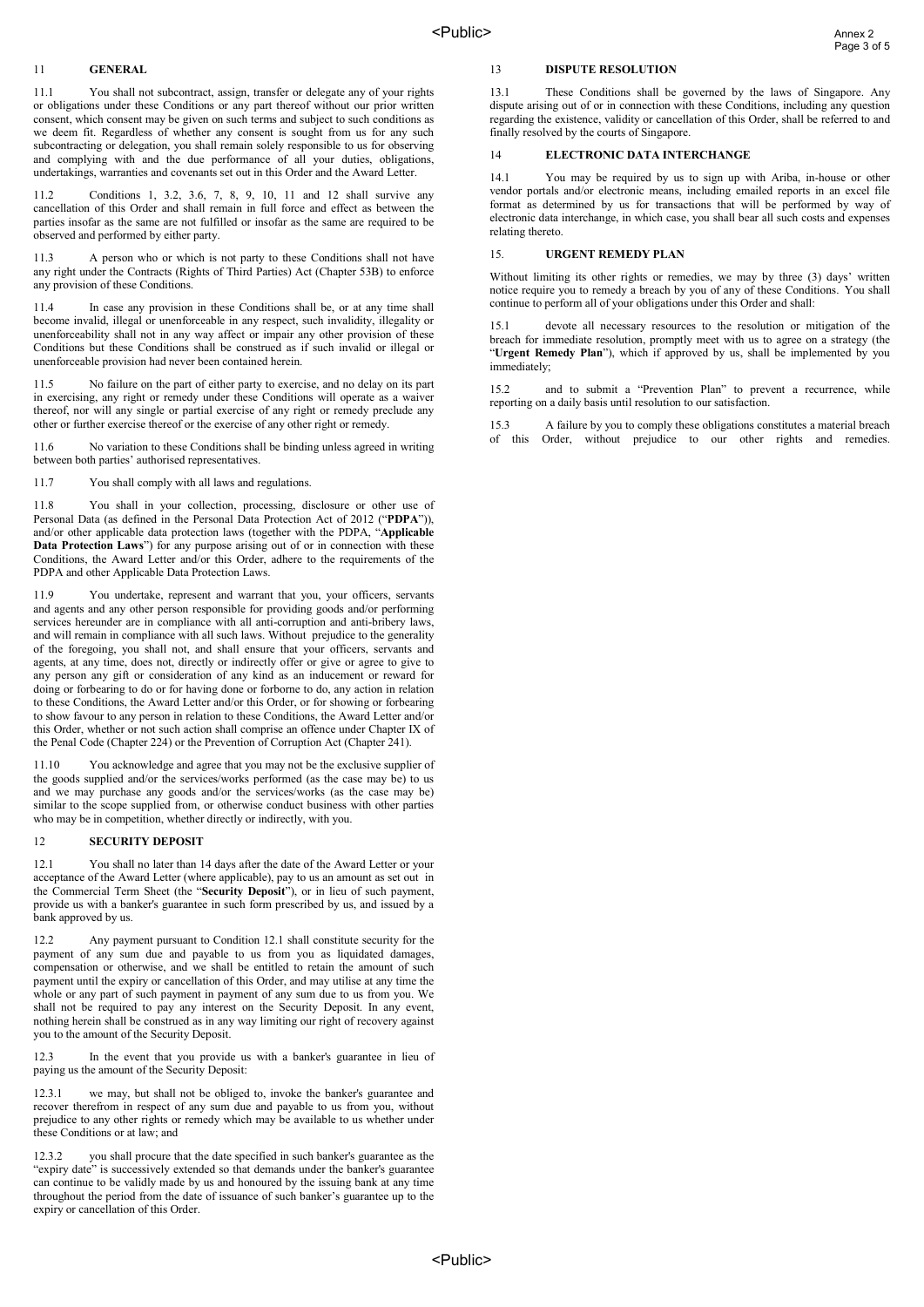## 11 GENERAL

11.1 You shall not subcontract, assign, transfer or delegate any of your rights or obligations under these Conditions or any part thereof without our prior written consent, which consent may be given on such terms and subject to such conditions as we deem fit. Regardless of whether any consent is sought from us for any such subcontracting or delegation, you shall remain solely responsible to us for observing and complying with and the due performance of all your duties, obligations, undertakings, warranties and covenants set out in this Order and the Award Letter.

11.2 Conditions 1, 3.2, 3.6, 7, 8, 9, 10, 11 and 12 shall survive any cancellation of this Order and shall remain in full force and effect as between the parties insofar as the same are not fulfilled or insofar as the same are required to be observed and performed by either party.

11.3 A person who or which is not party to these Conditions shall not have any right under the Contracts (Rights of Third Parties) Act (Chapter 53B) to enforce any provision of these Conditions.

11.4 In case any provision in these Conditions shall be, or at any time shall become invalid, illegal or unenforceable in any respect, such invalidity, illegality or unenforceability shall not in any way affect or impair any other provision of these Conditions but these Conditions shall be construed as if such invalid or illegal or unenforceable provision had never been contained herein.

11.5 No failure on the part of either party to exercise, and no delay on its part in exercising, any right or remedy under these Conditions will operate as a waiver thereof, nor will any single or partial exercise of any right or remedy preclude any other or further exercise thereof or the exercise of any other right or remedy.

11.6 No variation to these Conditions shall be binding unless agreed in writing between both parties' authorised representatives.

11.7 You shall comply with all laws and regulations.

11.8 You shall in your collection, processing, disclosure or other use of Personal Data (as defined in the Personal Data Protection Act of 2012 ("**PDPA**")), and/or other applicable data protection laws (together with the PDPA, "**Applicable Data Protection Laws**") for any purpose arising out of or in connection with these Conditions, the Award Letter and/or this Order, adhere to the requirements of the PDPA and other Applicable Data Protection Laws.

11.9 You undertake, represent and warrant that you, your officers, servants and agents and any other person responsible for providing goods and/or performing services hereunder are in compliance with all anti-corruption and anti-bribery laws, and will remain in compliance with all such laws. Without prejudice to the generality of the foregoing, you shall not, and shall ensure that your officers, servants and agents, at any time, does not, directly or indirectly offer or give or agree to give to any person any gift or consideration of any kind as an inducement or reward for doing or forbearing to do or for having done or forborne to do, any action in relation to these Conditions, the Award Letter and/or this Order, or for showing or forbearing to show favour to any person in relation to these Conditions, the Award Letter and/or this Order, whether or not such action shall comprise an offence under Chapter IX of the Penal Code (Chapter 224) or the Prevention of Corruption Act (Chapter 241).

11.10 You acknowledge and agree that you may not be the exclusive supplier of the goods supplied and/or the services/works performed (as the case may be) to us and we may purchase any goods and/or the services/works (as the case may be) similar to the scope supplied from, or otherwise conduct business with other parties who may be in competition, whether directly or indirectly, with you.

## 12 SECURITY DEPOSIT

12.1 You shall no later than 14 days after the date of the Award Letter or your acceptance of the Award Letter (where applicable), pay to us an amount as set out in the Commercial Term Sheet (the "**Security Deposit**"), or in lieu of such payment, provide us with a banker's guarantee in such form prescribed by us, and issued by a bank approved by us.

12.2 Any payment pursuant to Condition 12.1 shall constitute security for the payment of any sum due and payable to us from you as liquidated damages, compensation or otherwise, and we shall be entitled to retain the amount of such payment until the expiry or cancellation of this Order, and may utilise at any time the whole or any part of such payment in payment of any sum due to us from you. We shall not be required to pay any interest on the Security Deposit. In any event, nothing herein shall be construed as in any way limiting our right of recovery against you to the amount of the Security Deposit.

12.3 In the event that you provide us with a banker's guarantee in lieu of paying us the amount of the Security Deposit:

12.3.1 we may, but shall not be obliged to, invoke the banker's guarantee and recover therefrom in respect of any sum due and payable to us from you, without prejudice to any other rights or remedy which may be available to us whether under these Conditions or at law; and

12.3.2 you shall procure that the date specified in such banker's guarantee as the "expiry date" is successively extended so that demands under the banker's guarantee can continue to be validly made by us and honoured by the issuing bank at any time throughout the period from the date of issuance of such banker's guarantee up to the expiry or cancellation of this Order.

## 13 DISPUTE RESOLUTION

13.1 These Conditions shall be governed by the laws of Singapore. Any dispute arising out of or in connection with these Conditions, including any question regarding the existence, validity or cancellation of this Order, shall be referred to and finally resolved by the courts of Singapore.

## 14 ELECTRONIC DATA INTERCHANGE

14.1 You may be required by us to sign up with Ariba, in-house or other vendor portals and/or electronic means, including emailed reports in an excel file format as determined by us for transactions that will be performed by way of electronic data interchange, in which case, you shall bear all such costs and expenses relating thereto.

## 15. URGENT REMEDY PLAN

Without limiting its other rights or remedies, we may by three (3) days' written notice require you to remedy a breach by you of any of these Conditions. You shall continue to perform all of your obligations under this Order and shall:

15.1 devote all necessary resources to the resolution or mitigation of the breach for immediate resolution, promptly meet with us to agree on a strategy (the "**Urgent Remedy Plan**"), which if approved by us, shall be implemented by you immediately;

15.2 and to submit a "Prevention Plan" to prevent a recurrence, while reporting on a daily basis until resolution to our satisfaction.

15.3 A failure by you to comply these obligations constitutes a material breach of this Order, without prejudice to our other rights and remedies.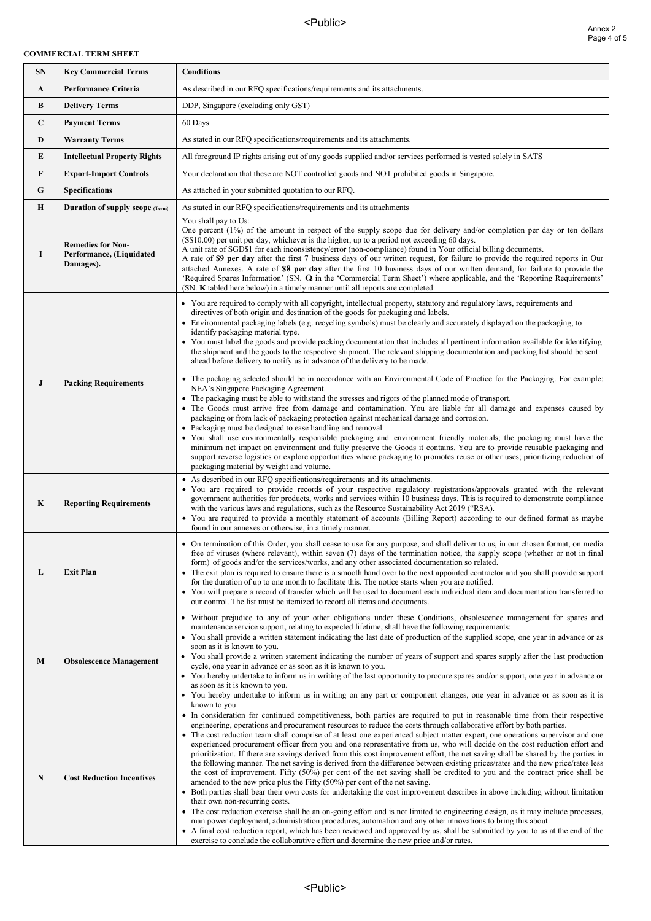**COMMERCIAL TERM SHEET**

| SN | Key Commercial Terms | Conditions |
|---|---|---|
| A | **Performance Criteria** | As described in our RFQ specifications/requirements and its attachments. |
| B | **Delivery Terms** | DDP, Singapore (excluding only GST) |
| C | **Payment Terms** | 60 Days |
| D | **Warranty Terms** | As stated in our RFQ specifications/requirements and its attachments. |
| E | **Intellectual Property Rights** | All foreground IP rights arising out of any goods supplied and/or services performed is vested solely in SATS |
| F | **Export-Import Controls** | Your declaration that these are NOT controlled goods and NOT prohibited goods in Singapore. |
| G | **Specifications** | As attached in your submitted quotation to our RFQ. |
| H | **Duration of supply scope** (Term) | As stated in our RFQ specifications/requirements and its attachments |
| I | **Remedies for Non-Performance, (Liquidated Damages).** | You shall pay to Us:<br>One percent (1%) of the amount in respect of the supply scope due for delivery and/or completion per day or ten dollars (S$10.00) per unit per day, whichever is the higher, up to a period not exceeding 60 days.<br>A unit rate of SGD$1 for each inconsistency/error (non-compliance) found in Your official billing documents.<br>A rate of **$9 per day** after the first 7 business days of our written request, for failure to provide the required reports in Our attached Annexes. A rate of **$8 per day** after the first 10 business days of our written demand, for failure to provide the 'Required Spares Information' (SN. **Q** in the 'Commercial Term Sheet') where applicable, and the 'Reporting Requirements' (SN. **K** tabled here below) in a timely manner until all reports are completed. |
| J | **Packing Requirements** | • You are required to comply with all copyright, intellectual property, statutory and regulatory laws, requirements and directives of both origin and destination of the goods for packaging and labels.<br>• Environmental packaging labels (e.g. recycling symbols) must be clearly and accurately displayed on the packaging, to identify packaging material type.<br>• You must label the goods and provide packing documentation that includes all pertinent information available for identifying the shipment and the goods to the respective shipment. The relevant shipping documentation and packing list should be sent ahead before delivery to notify us in advance of the delivery to be made.<br>• The packaging selected should be in accordance with an Environmental Code of Practice for the Packaging. For example: NEA's Singapore Packaging Agreement.<br>• The packaging must be able to withstand the stresses and rigors of the planned mode of transport.<br>• The Goods must arrive free from damage and contamination. You are liable for all damage and expenses caused by packaging or from lack of packaging protection against mechanical damage and corrosion.<br>• Packaging must be designed to ease handling and removal.<br>• You shall use environmentally responsible packaging and environment friendly materials; the packaging must have the minimum net impact on environment and fully preserve the Goods it contains. You are to provide reusable packaging and support reverse logistics or explore opportunities where packaging to promotes reuse or other uses; prioritizing reduction of packaging material by weight and volume. |
| K | **Reporting Requirements** | • As described in our RFQ specifications/requirements and its attachments.<br>• You are required to provide records of your respective regulatory registrations/approvals granted with the relevant government authorities for products, works and services within 10 business days. This is required to demonstrate compliance with the various laws and regulations, such as the Resource Sustainability Act 2019 ("RSA).<br>• You are required to provide a monthly statement of accounts (Billing Report) according to our defined format as maybe found in our annexes or otherwise, in a timely manner. |
| L | **Exit Plan** | • On termination of this Order, you shall cease to use for any purpose, and shall deliver to us, in our chosen format, on media free of viruses (where relevant), within seven (7) days of the termination notice, the supply scope (whether or not in final form) of goods and/or the services/works, and any other associated documentation so related.<br>• The exit plan is required to ensure there is a smooth hand over to the next appointed contractor and you shall provide support for the duration of up to one month to facilitate this. The notice starts when you are notified.<br>• You will prepare a record of transfer which will be used to document each individual item and documentation transferred to our control. The list must be itemized to record all items and documents. |
| M | **Obsolescence Management** | • Without prejudice to any of your other obligations under these Conditions, obsolescence management for spares and maintenance service support, relating to expected lifetime, shall have the following requirements:<br>• You shall provide a written statement indicating the last date of production of the supplied scope, one year in advance or as soon as it is known to you.<br>• You shall provide a written statement indicating the number of years of support and spares supply after the last production cycle, one year in advance or as soon as it is known to you.<br>• You hereby undertake to inform us in writing of the last opportunity to procure spares and/or support, one year in advance or as soon as it is known to you.<br>• You hereby undertake to inform us in writing on any part or component changes, one year in advance or as soon as it is known to you. |
| N | **Cost Reduction Incentives** | • In consideration for continued competitiveness, both parties are required to put in reasonable time from their respective engineering, operations and procurement resources to reduce the costs through collaborative effort by both parties.<br>• The cost reduction team shall comprise of at least one experienced subject matter expert, one operations supervisor and one experienced procurement officer from you and one representative from us, who will decide on the cost reduction effort and prioritization. If there are savings derived from this cost improvement effort, the net saving shall be shared by the parties in the following manner. The net saving is derived from the difference between existing prices/rates and the new price/rates less the cost of improvement. Fifty (50%) per cent of the net saving shall be credited to you and the contract price shall be amended to the new price plus the Fifty (50%) per cent of the net saving.<br>• Both parties shall bear their own costs for undertaking the cost improvement describes in above including without limitation their own non-recurring costs.<br>• The cost reduction exercise shall be an on-going effort and is not limited to engineering design, as it may include processes, man power deployment, administration procedures, automation and any other innovations to bring this about.<br>• A final cost reduction report, which has been reviewed and approved by us, shall be submitted by you to us at the end of the exercise to conclude the collaborative effort and determine the new price and/or rates. |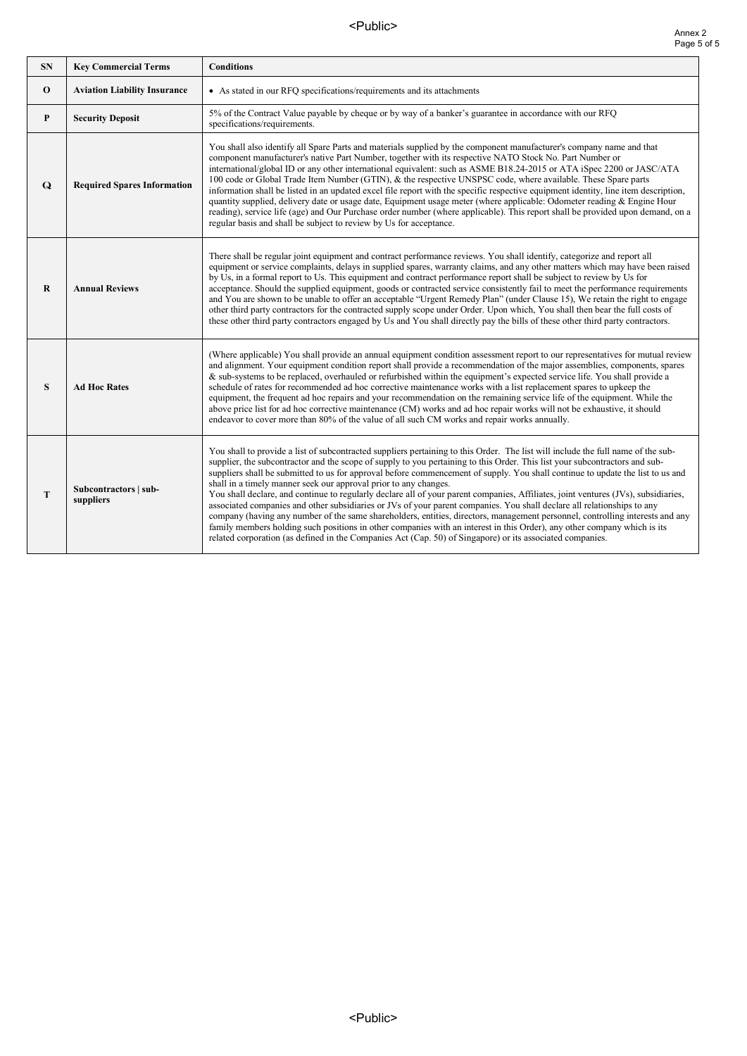| SN | Key Commercial Terms | Conditions |
|---|---|---|
| **O** | **Aviation Liability Insurance** | • As stated in our RFQ specifications/requirements and its attachments |
| **P** | **Security Deposit** | 5% of the Contract Value payable by cheque or by way of a banker's guarantee in accordance with our RFQ specifications/requirements. |
| **Q** | **Required Spares Information** | You shall also identify all Spare Parts and materials supplied by the component manufacturer's company name and that component manufacturer's native Part Number, together with its respective NATO Stock No. Part Number or international/global ID or any other international equivalent: such as ASME B18.24-2015 or ATA iSpec 2200 or JASC/ATA 100 code or Global Trade Item Number (GTIN), & the respective UNSPSC code, where available. These Spare parts information shall be listed in an updated excel file report with the specific respective equipment identity, line item description, quantity supplied, delivery date or usage date, Equipment usage meter (where applicable: Odometer reading & Engine Hour reading), service life (age) and Our Purchase order number (where applicable). This report shall be provided upon demand, on a regular basis and shall be subject to review by Us for acceptance. |
| **R** | **Annual Reviews** | There shall be regular joint equipment and contract performance reviews. You shall identify, categorize and report all equipment or service complaints, delays in supplied spares, warranty claims, and any other matters which may have been raised by Us, in a formal report to Us. This equipment and contract performance report shall be subject to review by Us for acceptance. Should the supplied equipment, goods or contracted service consistently fail to meet the performance requirements and You are shown to be unable to offer an acceptable "Urgent Remedy Plan" (under Clause 15), We retain the right to engage other third party contractors for the contracted supply scope under Order. Upon which, You shall then bear the full costs of these other third party contractors engaged by Us and You shall directly pay the bills of these other third party contractors. |
| **S** | **Ad Hoc Rates** | (Where applicable) You shall provide an annual equipment condition assessment report to our representatives for mutual review and alignment. Your equipment condition report shall provide a recommendation of the major assemblies, components, spares & sub-systems to be replaced, overhauled or refurbished within the equipment's expected service life. You shall provide a schedule of rates for recommended ad hoc corrective maintenance works with a list replacement spares to upkeep the equipment, the frequent ad hoc repairs and your recommendation on the remaining service life of the equipment. While the above price list for ad hoc corrective maintenance (CM) works and ad hoc repair works will not be exhaustive, it should endeavor to cover more than 80% of the value of all such CM works and repair works annually. |
| **T** | **Subcontractors \| sub-suppliers** | You shall to provide a list of subcontracted suppliers pertaining to this Order. The list will include the full name of the sub-supplier, the subcontractor and the scope of supply to you pertaining to this Order. This list your subcontractors and sub-suppliers shall be submitted to us for approval before commencement of supply. You shall continue to update the list to us and shall in a timely manner seek our approval prior to any changes.<br>You shall declare, and continue to regularly declare all of your parent companies, Affiliates, joint ventures (JVs), subsidiaries, associated companies and other subsidiaries or JVs of your parent companies. You shall declare all relationships to any company (having any number of the same shareholders, entities, directors, management personnel, controlling interests and any family members holding such positions in other companies with an interest in this Order), any other company which is its related corporation (as defined in the Companies Act (Cap. 50) of Singapore) or its associated companies. |